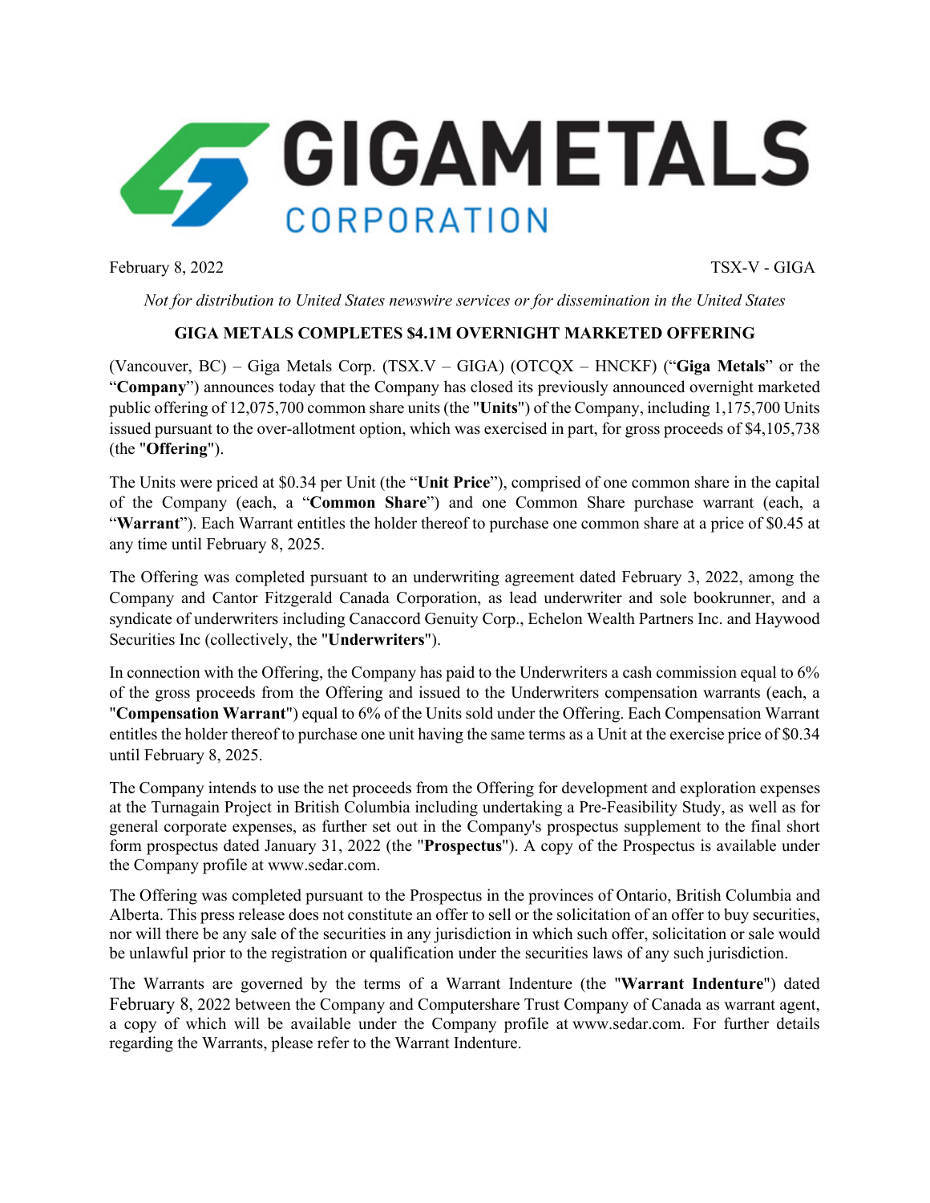GIGAMETALS CORPORATION

February 8, 2022 TSX-V - GIGA

*Not for distribution to United States newswire services or for dissemination in the United States*

# GIGA METALS COMPLETES $4.1M OVERNIGHT MARKETED OFFERING

(Vancouver, BC) – Giga Metals Corp. (TSX.V – GIGA) (OTCQX – HNCKF) (“**Giga Metals**” or the “**Company**”) announces today that the Company has closed its previously announced overnight marketed public offering of 12,075,700 common share units (the "**Units**") of the Company, including 1,175,700 Units issued pursuant to the over-allotment option, which was exercised in part, for gross proceeds of $4,105,738 (the "**Offering**").

The Units were priced at $0.34 per Unit (the “**Unit Price**”), comprised of one common share in the capital of the Company (each, a “**Common Share**”) and one Common Share purchase warrant (each, a “**Warrant**”). Each Warrant entitles the holder thereof to purchase one common share at a price of $0.45 at any time until February 8, 2025.

The Offering was completed pursuant to an underwriting agreement dated February 3, 2022, among the Company and Cantor Fitzgerald Canada Corporation, as lead underwriter and sole bookrunner, and a syndicate of underwriters including Canaccord Genuity Corp., Echelon Wealth Partners Inc. and Haywood Securities Inc (collectively, the "**Underwriters**").

In connection with the Offering, the Company has paid to the Underwriters a cash commission equal to 6% of the gross proceeds from the Offering and issued to the Underwriters compensation warrants (each, a "**Compensation Warrant**") equal to 6% of the Units sold under the Offering. Each Compensation Warrant entitles the holder thereof to purchase one unit having the same terms as a Unit at the exercise price of $0.34 until February 8, 2025.

The Company intends to use the net proceeds from the Offering for development and exploration expenses at the Turnagain Project in British Columbia including undertaking a Pre-Feasibility Study, as well as for general corporate expenses, as further set out in the Company's prospectus supplement to the final short form prospectus dated January 31, 2022 (the "**Prospectus**"). A copy of the Prospectus is available under the Company profile at www.sedar.com.

The Offering was completed pursuant to the Prospectus in the provinces of Ontario, British Columbia and Alberta. This press release does not constitute an offer to sell or the solicitation of an offer to buy securities, nor will there be any sale of the securities in any jurisdiction in which such offer, solicitation or sale would be unlawful prior to the registration or qualification under the securities laws of any such jurisdiction.

The Warrants are governed by the terms of a Warrant Indenture (the "**Warrant Indenture**") dated February 8, 2022 between the Company and Computershare Trust Company of Canada as warrant agent, a copy of which will be available under the Company profile at www.sedar.com. For further details regarding the Warrants, please refer to the Warrant Indenture.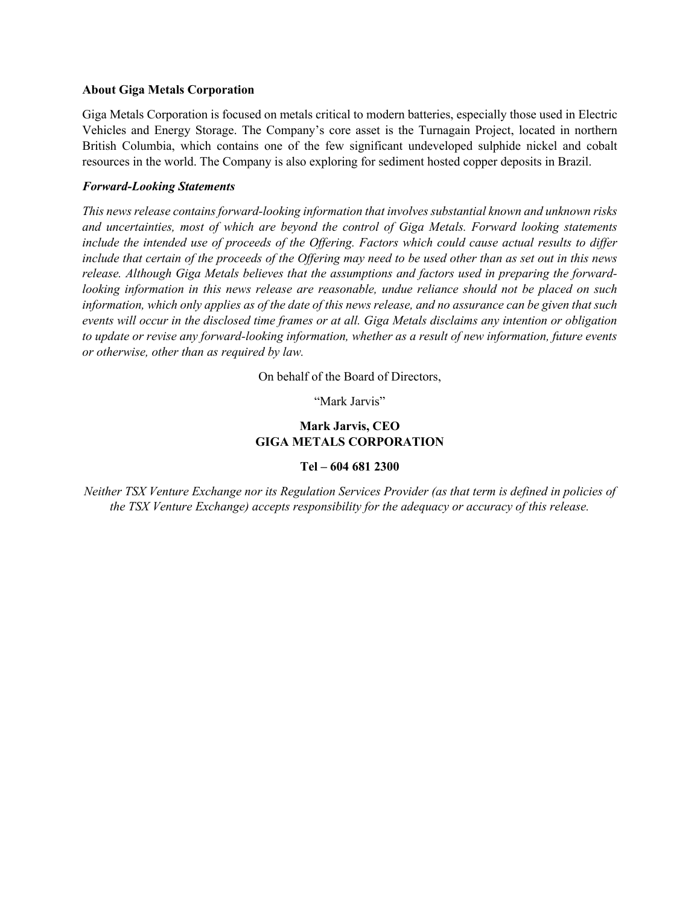**About Giga Metals Corporation**

Giga Metals Corporation is focused on metals critical to modern batteries, especially those used in Electric Vehicles and Energy Storage. The Company's core asset is the Turnagain Project, located in northern British Columbia, which contains one of the few significant undeveloped sulphide nickel and cobalt resources in the world. The Company is also exploring for sediment hosted copper deposits in Brazil.

***Forward-Looking Statements***

*This news release contains forward-looking information that involves substantial known and unknown risks and uncertainties, most of which are beyond the control of Giga Metals. Forward looking statements include the intended use of proceeds of the Offering. Factors which could cause actual results to differ include that certain of the proceeds of the Offering may need to be used other than as set out in this news release. Although Giga Metals believes that the assumptions and factors used in preparing the forward-looking information in this news release are reasonable, undue reliance should not be placed on such information, which only applies as of the date of this news release, and no assurance can be given that such events will occur in the disclosed time frames or at all. Giga Metals disclaims any intention or obligation to update or revise any forward-looking information, whether as a result of new information, future events or otherwise, other than as required by law.*

On behalf of the Board of Directors,

"Mark Jarvis"

**Mark Jarvis, CEO**
**GIGA METALS CORPORATION**

**Tel – 604 681 2300**

*Neither TSX Venture Exchange nor its Regulation Services Provider (as that term is defined in policies of the TSX Venture Exchange) accepts responsibility for the adequacy or accuracy of this release.*